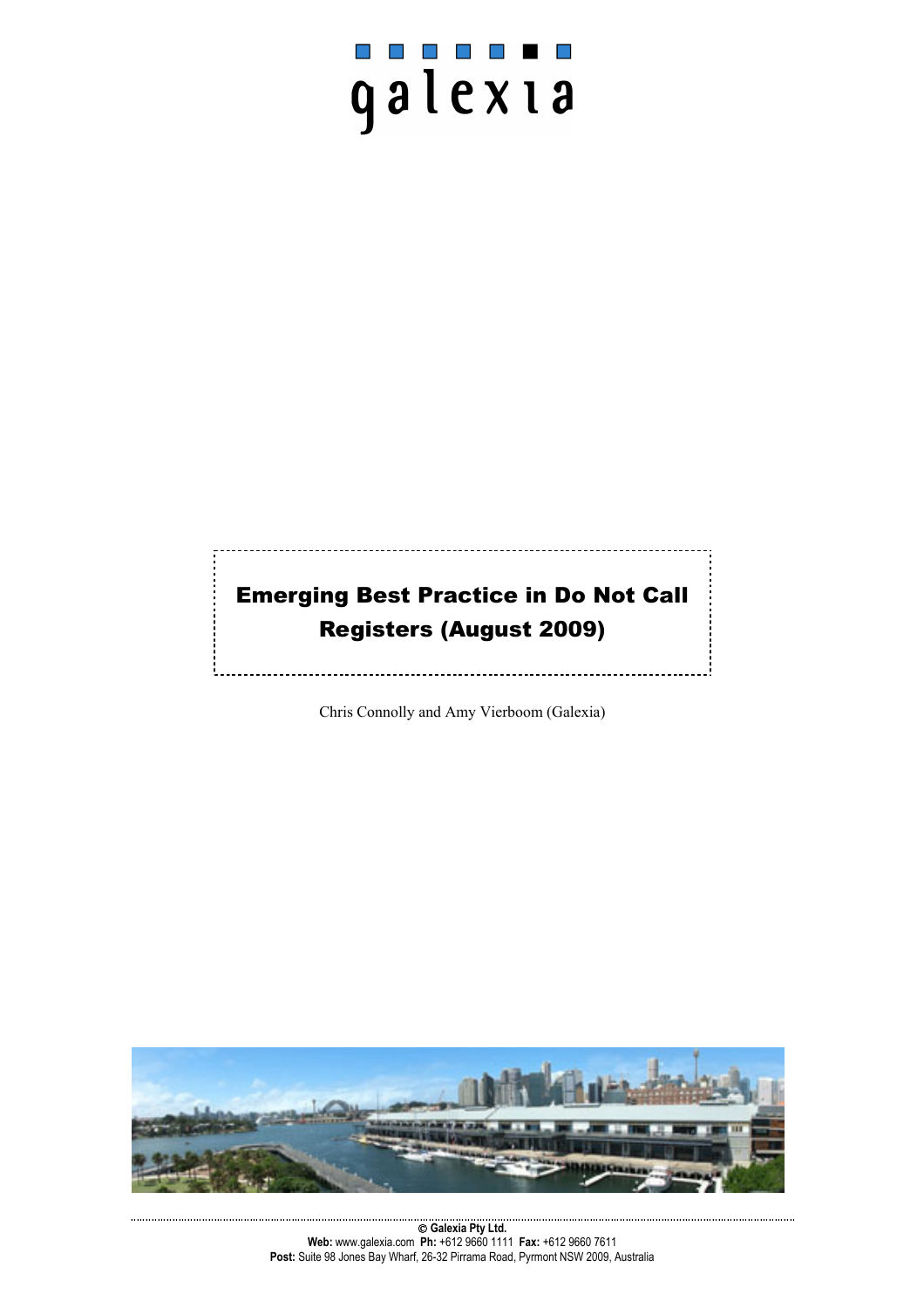galexia

# Emerging Best Practice in Do Not Call Registers (August 2009)

Chris Connolly and Amy Vierboom (Galexia)

© Galexia Pty Ltd.
**Web:** www.galexia.com **Ph:** +612 9660 1111 **Fax:** +612 9660 7611
**Post:** Suite 98 Jones Bay Wharf, 26-32 Pirrama Road, Pyrmont NSW 2009, Australia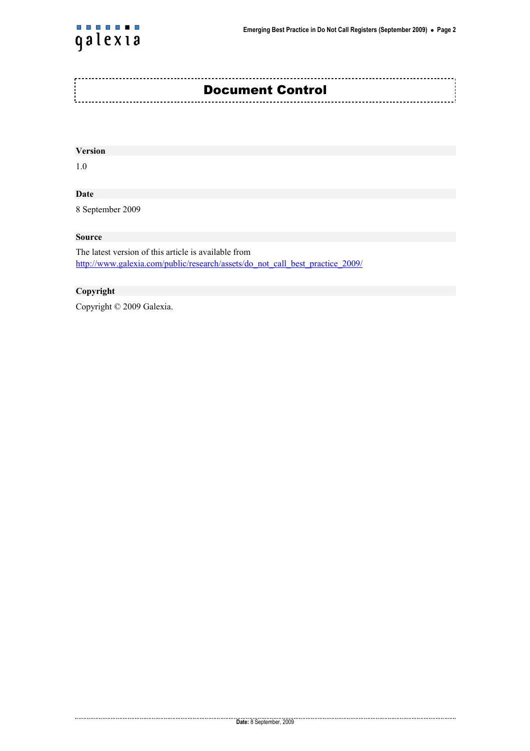# Document Control

**Version**

1.0

**Date**

8 September 2009

**Source**

The latest version of this article is available from
http://www.galexia.com/public/research/assets/do_not_call_best_practice_2009/

**Copyright**

Copyright © 2009 Galexia.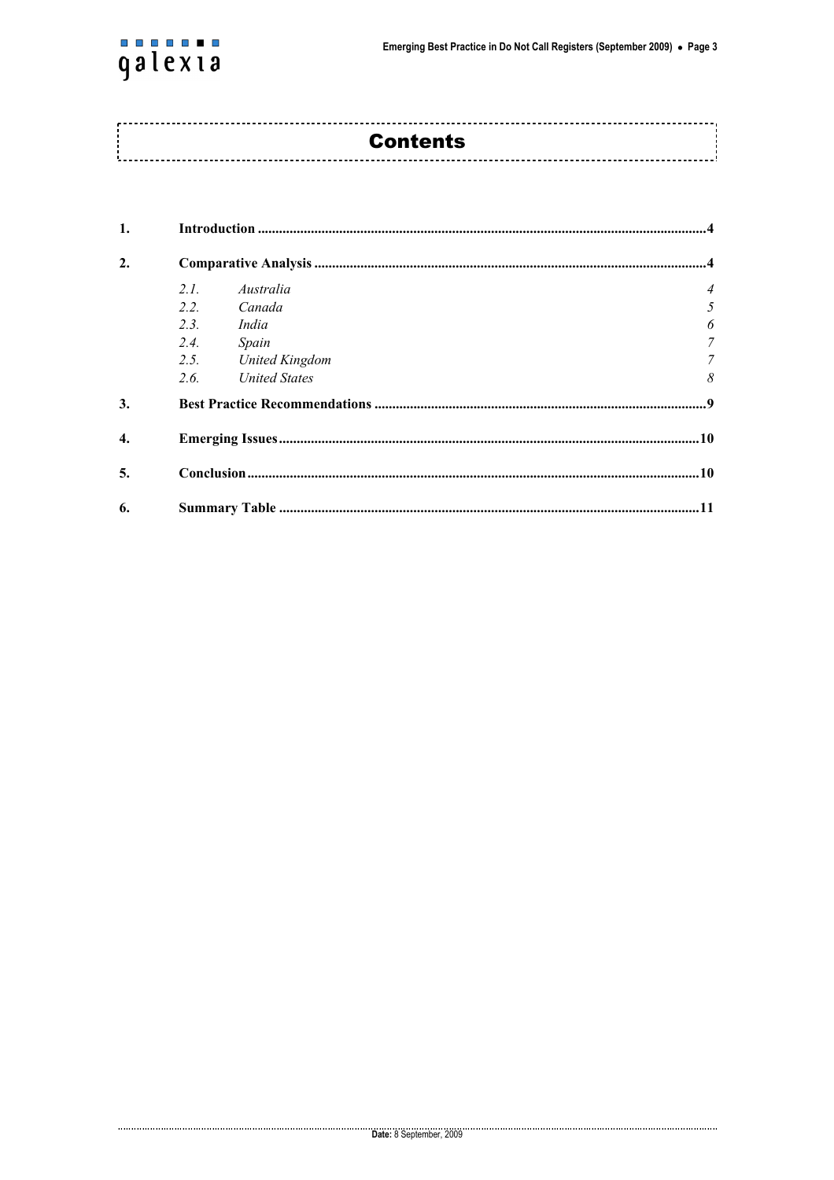# Contents

| | | |
|---|---|---|
| **1.** | **Introduction** | **4** |
| **2.** | **Comparative Analysis** | **4** |
| *2.1.* | *Australia* | *4* |
| *2.2.* | *Canada* | *5* |
| *2.3.* | *India* | *6* |
| *2.4.* | *Spain* | *7* |
| *2.5.* | *United Kingdom* | *7* |
| *2.6.* | *United States* | *8* |
| **3.** | **Best Practice Recommendations** | **9** |
| **4.** | **Emerging Issues** | **10** |
| **5.** | **Conclusion** | **10** |
| **6.** | **Summary Table** | **11** |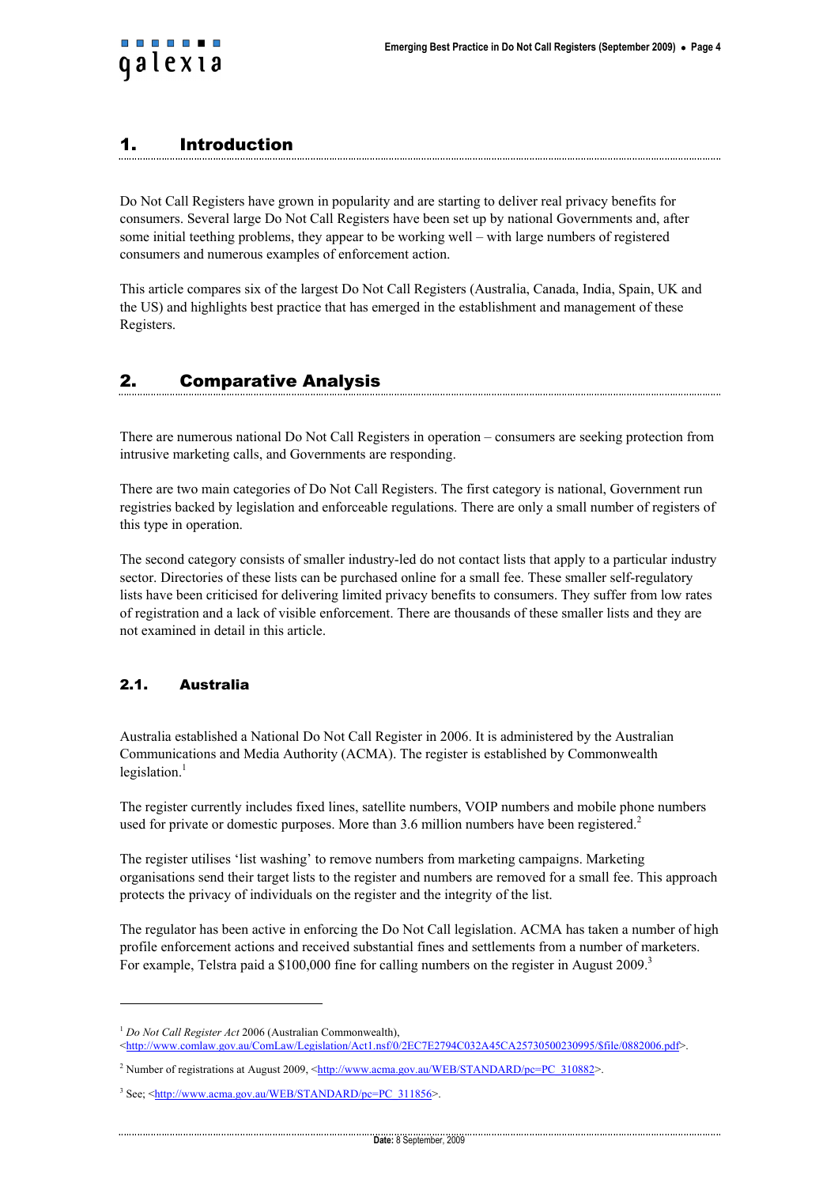# 1. Introduction

Do Not Call Registers have grown in popularity and are starting to deliver real privacy benefits for consumers. Several large Do Not Call Registers have been set up by national Governments and, after some initial teething problems, they appear to be working well – with large numbers of registered consumers and numerous examples of enforcement action.

This article compares six of the largest Do Not Call Registers (Australia, Canada, India, Spain, UK and the US) and highlights best practice that has emerged in the establishment and management of these Registers.

# 2. Comparative Analysis

There are numerous national Do Not Call Registers in operation – consumers are seeking protection from intrusive marketing calls, and Governments are responding.

There are two main categories of Do Not Call Registers. The first category is national, Government run registries backed by legislation and enforceable regulations. There are only a small number of registers of this type in operation.

The second category consists of smaller industry-led do not contact lists that apply to a particular industry sector. Directories of these lists can be purchased online for a small fee. These smaller self-regulatory lists have been criticised for delivering limited privacy benefits to consumers. They suffer from low rates of registration and a lack of visible enforcement. There are thousands of these smaller lists and they are not examined in detail in this article.

## 2.1. Australia

Australia established a National Do Not Call Register in 2006. It is administered by the Australian Communications and Media Authority (ACMA). The register is established by Commonwealth legislation.[1]

The register currently includes fixed lines, satellite numbers, VOIP numbers and mobile phone numbers used for private or domestic purposes. More than 3.6 million numbers have been registered.[2]

The register utilises 'list washing' to remove numbers from marketing campaigns. Marketing organisations send their target lists to the register and numbers are removed for a small fee. This approach protects the privacy of individuals on the register and the integrity of the list.

The regulator has been active in enforcing the Do Not Call legislation. ACMA has taken a number of high profile enforcement actions and received substantial fines and settlements from a number of marketers. For example, Telstra paid a $100,000 fine for calling numbers on the register in August 2009.[3]

---

[1] *Do Not Call Register Act* 2006 (Australian Commonwealth), <http://www.comlaw.gov.au/ComLaw/Legislation/Act1.nsf/0/2EC7E2794C032A45CA25730500230995/$file/0882006.pdf>.

[2] Number of registrations at August 2009, <http://www.acma.gov.au/WEB/STANDARD/pc=PC_310882>.

[3] See; <http://www.acma.gov.au/WEB/STANDARD/pc=PC_311856>.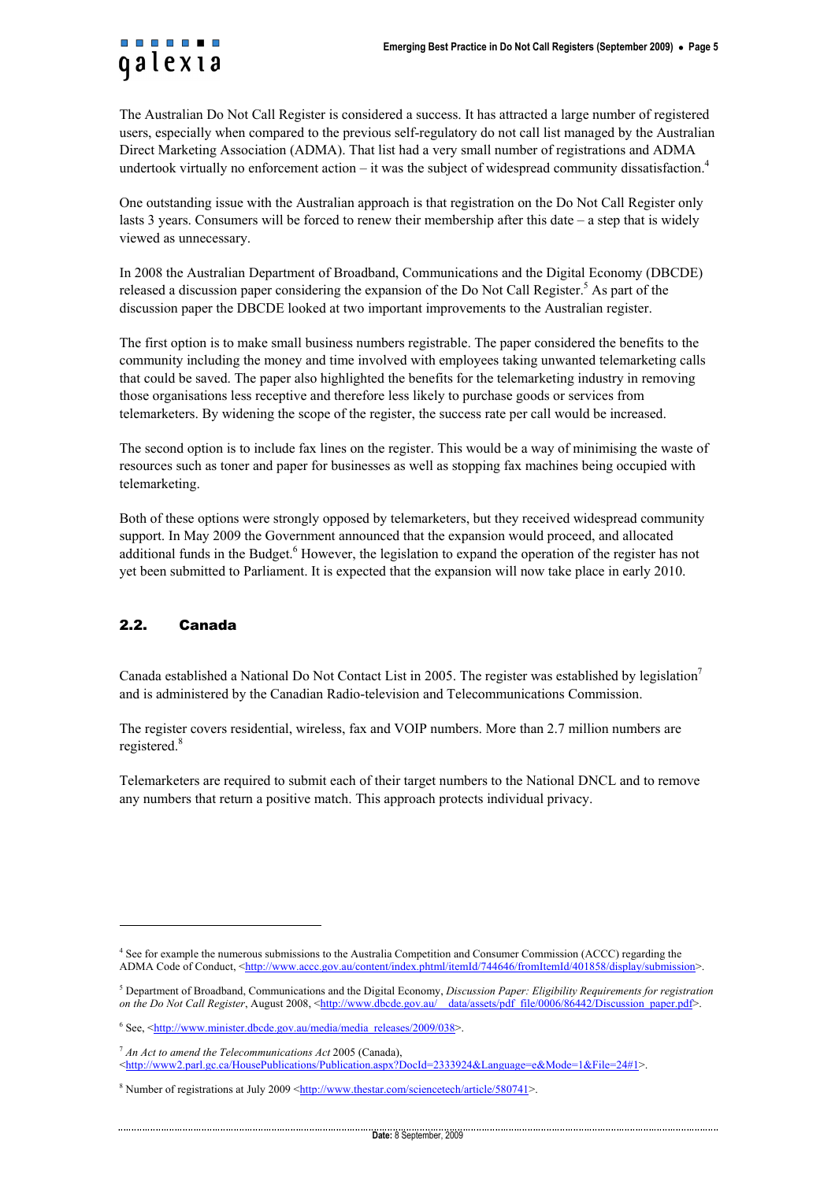The Australian Do Not Call Register is considered a success. It has attracted a large number of registered users, especially when compared to the previous self-regulatory do not call list managed by the Australian Direct Marketing Association (ADMA). That list had a very small number of registrations and ADMA undertook virtually no enforcement action – it was the subject of widespread community dissatisfaction.[4]

One outstanding issue with the Australian approach is that registration on the Do Not Call Register only lasts 3 years. Consumers will be forced to renew their membership after this date – a step that is widely viewed as unnecessary.

In 2008 the Australian Department of Broadband, Communications and the Digital Economy (DBCDE) released a discussion paper considering the expansion of the Do Not Call Register.[5] As part of the discussion paper the DBCDE looked at two important improvements to the Australian register.

The first option is to make small business numbers registrable. The paper considered the benefits to the community including the money and time involved with employees taking unwanted telemarketing calls that could be saved. The paper also highlighted the benefits for the telemarketing industry in removing those organisations less receptive and therefore less likely to purchase goods or services from telemarketers. By widening the scope of the register, the success rate per call would be increased.

The second option is to include fax lines on the register. This would be a way of minimising the waste of resources such as toner and paper for businesses as well as stopping fax machines being occupied with telemarketing.

Both of these options were strongly opposed by telemarketers, but they received widespread community support. In May 2009 the Government announced that the expansion would proceed, and allocated additional funds in the Budget.[6] However, the legislation to expand the operation of the register has not yet been submitted to Parliament. It is expected that the expansion will now take place in early 2010.

### 2.2. Canada

Canada established a National Do Not Contact List in 2005. The register was established by legislation[7] and is administered by the Canadian Radio-television and Telecommunications Commission.

The register covers residential, wireless, fax and VOIP numbers. More than 2.7 million numbers are registered.[8]

Telemarketers are required to submit each of their target numbers to the National DNCL and to remove any numbers that return a positive match. This approach protects individual privacy.

---

[4] See for example the numerous submissions to the Australia Competition and Consumer Commission (ACCC) regarding the ADMA Code of Conduct, <http://www.accc.gov.au/content/index.phtml/itemId/744646/fromItemId/401858/display/submission>.

[5] Department of Broadband, Communications and the Digital Economy, *Discussion Paper: Eligibility Requirements for registration on the Do Not Call Register*, August 2008, <http://www.dbcde.gov.au/__data/assets/pdf_file/0006/86442/Discussion_paper.pdf>.

[6] See, <http://www.minister.dbcde.gov.au/media/media_releases/2009/038>.

[7] *An Act to amend the Telecommunications Act* 2005 (Canada), <http://www2.parl.gc.ca/HousePublications/Publication.aspx?DocId=2333924&Language=e&Mode=1&File=24#1>.

[8] Number of registrations at July 2009 <http://www.thestar.com/sciencetech/article/580741>.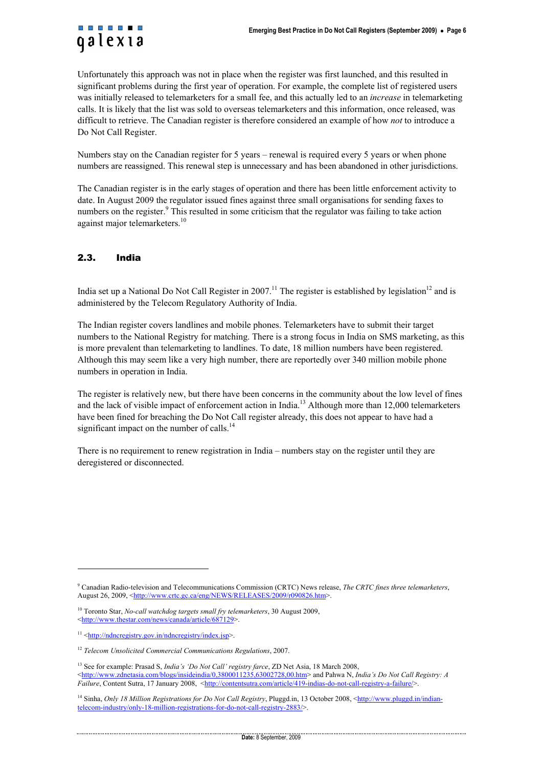Unfortunately this approach was not in place when the register was first launched, and this resulted in significant problems during the first year of operation. For example, the complete list of registered users was initially released to telemarketers for a small fee, and this actually led to an *increase* in telemarketing calls. It is likely that the list was sold to overseas telemarketers and this information, once released, was difficult to retrieve. The Canadian register is therefore considered an example of how *not* to introduce a Do Not Call Register.

Numbers stay on the Canadian register for 5 years – renewal is required every 5 years or when phone numbers are reassigned. This renewal step is unnecessary and has been abandoned in other jurisdictions.

The Canadian register is in the early stages of operation and there has been little enforcement activity to date. In August 2009 the regulator issued fines against three small organisations for sending faxes to numbers on the register.[9] This resulted in some criticism that the regulator was failing to take action against major telemarketers.[10]

## 2.3. India

India set up a National Do Not Call Register in 2007.[11] The register is established by legislation[12] and is administered by the Telecom Regulatory Authority of India.

The Indian register covers landlines and mobile phones. Telemarketers have to submit their target numbers to the National Registry for matching. There is a strong focus in India on SMS marketing, as this is more prevalent than telemarketing to landlines. To date, 18 million numbers have been registered. Although this may seem like a very high number, there are reportedly over 340 million mobile phone numbers in operation in India.

The register is relatively new, but there have been concerns in the community about the low level of fines and the lack of visible impact of enforcement action in India.[13] Although more than 12,000 telemarketers have been fined for breaching the Do Not Call register already, this does not appear to have had a significant impact on the number of calls.[14]

There is no requirement to renew registration in India – numbers stay on the register until they are deregistered or disconnected.

---

[9] Canadian Radio-television and Telecommunications Commission (CRTC) News release, *The CRTC fines three telemarketers*, August 26, 2009, <http://www.crtc.gc.ca/eng/NEWS/RELEASES/2009/r090826.htm>.

[10] Toronto Star, *No-call watchdog targets small fry telemarketers*, 30 August 2009, <http://www.thestar.com/news/canada/article/687129>.

[11] <http://ndncregistry.gov.in/ndncregistry/index.jsp>.

[12] *Telecom Unsolicited Commercial Communications Regulations*, 2007.

[13] See for example: Prasad S, *India's 'Do Not Call' registry farce*, ZD Net Asia, 18 March 2008, <http://www.zdnetasia.com/blogs/insideindia/0,3800011235,63002728,00.htm> and Pahwa N, *India's Do Not Call Registry: A Failure*, Content Sutra, 17 January 2008, <http://contentsutra.com/article/419-indias-do-not-call-registry-a-failure/>.

[14] Sinha, *Only 18 Million Registrations for Do Not Call Registry*, Pluggd.in, 13 October 2008, <http://www.pluggd.in/indian-telecom-industry/only-18-million-registrations-for-do-not-call-registry-2883/>.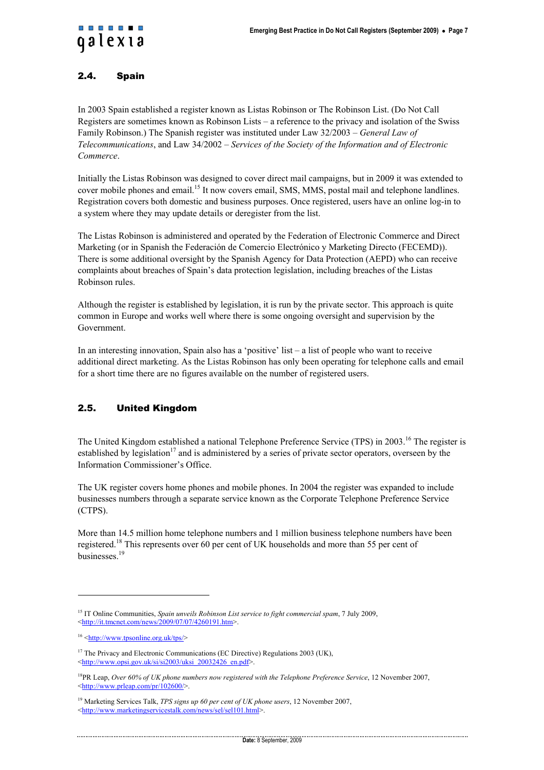## 2.4. Spain

In 2003 Spain established a register known as Listas Robinson or The Robinson List. (Do Not Call Registers are sometimes known as Robinson Lists – a reference to the privacy and isolation of the Swiss Family Robinson.) The Spanish register was instituted under Law 32/2003 – *General Law of Telecommunications*, and Law 34/2002 – *Services of the Society of the Information and of Electronic Commerce*.

Initially the Listas Robinson was designed to cover direct mail campaigns, but in 2009 it was extended to cover mobile phones and email.[15] It now covers email, SMS, MMS, postal mail and telephone landlines. Registration covers both domestic and business purposes. Once registered, users have an online log-in to a system where they may update details or deregister from the list.

The Listas Robinson is administered and operated by the Federation of Electronic Commerce and Direct Marketing (or in Spanish the Federación de Comercio Electrónico y Marketing Directo (FECEMD)). There is some additional oversight by the Spanish Agency for Data Protection (AEPD) who can receive complaints about breaches of Spain's data protection legislation, including breaches of the Listas Robinson rules.

Although the register is established by legislation, it is run by the private sector. This approach is quite common in Europe and works well where there is some ongoing oversight and supervision by the Government.

In an interesting innovation, Spain also has a 'positive' list – a list of people who want to receive additional direct marketing. As the Listas Robinson has only been operating for telephone calls and email for a short time there are no figures available on the number of registered users.

## 2.5. United Kingdom

The United Kingdom established a national Telephone Preference Service (TPS) in 2003.[16] The register is established by legislation[17] and is administered by a series of private sector operators, overseen by the Information Commissioner's Office.

The UK register covers home phones and mobile phones. In 2004 the register was expanded to include businesses numbers through a separate service known as the Corporate Telephone Preference Service (CTPS).

More than 14.5 million home telephone numbers and 1 million business telephone numbers have been registered.[18] This represents over 60 per cent of UK households and more than 55 per cent of businesses.[19]

---

[15] IT Online Communities, *Spain unveils Robinson List service to fight commercial spam*, 7 July 2009, <http://it.tmcnet.com/news/2009/07/07/4260191.htm>.

[16] <http://www.tpsonline.org.uk/tps/>

[17] The Privacy and Electronic Communications (EC Directive) Regulations 2003 (UK), <http://www.opsi.gov.uk/si/si2003/uksi_20032426_en.pdf>.

[18] PR Leap, *Over 60% of UK phone numbers now registered with the Telephone Preference Service*, 12 November 2007, <http://www.prleap.com/pr/102600/>.

[19] Marketing Services Talk, *TPS signs up 60 per cent of UK phone users*, 12 November 2007, <http://www.marketingservicestalk.com/news/sel/sel101.html>.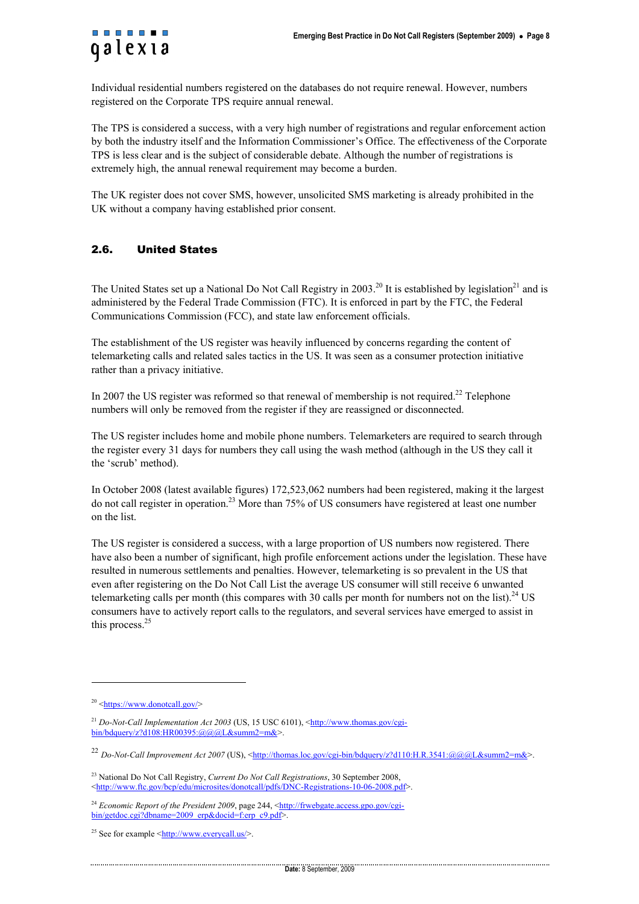Individual residential numbers registered on the databases do not require renewal. However, numbers registered on the Corporate TPS require annual renewal.

The TPS is considered a success, with a very high number of registrations and regular enforcement action by both the industry itself and the Information Commissioner's Office. The effectiveness of the Corporate TPS is less clear and is the subject of considerable debate. Although the number of registrations is extremely high, the annual renewal requirement may become a burden.

The UK register does not cover SMS, however, unsolicited SMS marketing is already prohibited in the UK without a company having established prior consent.

### 2.6. United States

The United States set up a National Do Not Call Registry in 2003.[20] It is established by legislation[21] and is administered by the Federal Trade Commission (FTC). It is enforced in part by the FTC, the Federal Communications Commission (FCC), and state law enforcement officials.

The establishment of the US register was heavily influenced by concerns regarding the content of telemarketing calls and related sales tactics in the US. It was seen as a consumer protection initiative rather than a privacy initiative.

In 2007 the US register was reformed so that renewal of membership is not required.[22] Telephone numbers will only be removed from the register if they are reassigned or disconnected.

The US register includes home and mobile phone numbers. Telemarketers are required to search through the register every 31 days for numbers they call using the wash method (although in the US they call it the 'scrub' method).

In October 2008 (latest available figures) 172,523,062 numbers had been registered, making it the largest do not call register in operation.[23] More than 75% of US consumers have registered at least one number on the list.

The US register is considered a success, with a large proportion of US numbers now registered. There have also been a number of significant, high profile enforcement actions under the legislation. These have resulted in numerous settlements and penalties. However, telemarketing is so prevalent in the US that even after registering on the Do Not Call List the average US consumer will still receive 6 unwanted telemarketing calls per month (this compares with 30 calls per month for numbers not on the list).[24] US consumers have to actively report calls to the regulators, and several services have emerged to assist in this process.[25]

---

[20] <https://www.donotcall.gov/>

[21] *Do-Not-Call Implementation Act 2003* (US, 15 USC 6101), <http://www.thomas.gov/cgi-bin/bdquery/z?d108:HR00395:@@@L&summ2=m&>.

[22] *Do-Not-Call Improvement Act 2007* (US), <http://thomas.loc.gov/cgi-bin/bdquery/z?d110:H.R.3541:@@@L&summ2=m&>.

[23] National Do Not Call Registry, *Current Do Not Call Registrations*, 30 September 2008, <http://www.ftc.gov/bcp/edu/microsites/donotcall/pdfs/DNC-Registrations-10-06-2008.pdf>.

[24] *Economic Report of the President 2009*, page 244, <http://frwebgate.access.gpo.gov/cgi-bin/getdoc.cgi?dbname=2009_erp&docid=f:erp_c9.pdf>.

[25] See for example <http://www.everycall.us/>.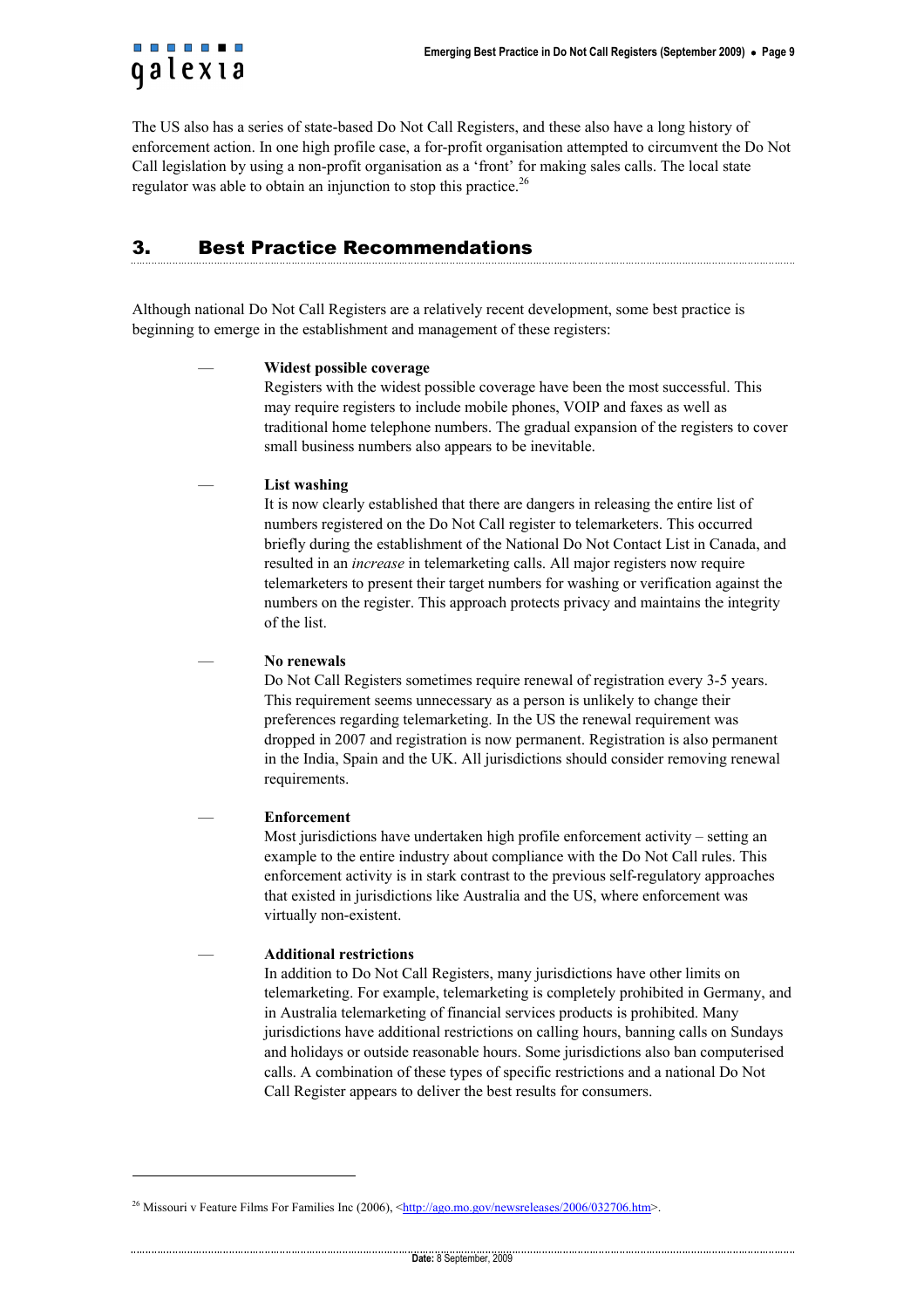The US also has a series of state-based Do Not Call Registers, and these also have a long history of enforcement action. In one high profile case, a for-profit organisation attempted to circumvent the Do Not Call legislation by using a non-profit organisation as a 'front' for making sales calls. The local state regulator was able to obtain an injunction to stop this practice.[26]

## 3. Best Practice Recommendations

Although national Do Not Call Registers are a relatively recent development, some best practice is beginning to emerge in the establishment and management of these registers:

— **Widest possible coverage**
Registers with the widest possible coverage have been the most successful. This may require registers to include mobile phones, VOIP and faxes as well as traditional home telephone numbers. The gradual expansion of the registers to cover small business numbers also appears to be inevitable.

— **List washing**
It is now clearly established that there are dangers in releasing the entire list of numbers registered on the Do Not Call register to telemarketers. This occurred briefly during the establishment of the National Do Not Contact List in Canada, and resulted in an *increase* in telemarketing calls. All major registers now require telemarketers to present their target numbers for washing or verification against the numbers on the register. This approach protects privacy and maintains the integrity of the list.

— **No renewals**
Do Not Call Registers sometimes require renewal of registration every 3-5 years. This requirement seems unnecessary as a person is unlikely to change their preferences regarding telemarketing. In the US the renewal requirement was dropped in 2007 and registration is now permanent. Registration is also permanent in the India, Spain and the UK. All jurisdictions should consider removing renewal requirements.

— **Enforcement**
Most jurisdictions have undertaken high profile enforcement activity – setting an example to the entire industry about compliance with the Do Not Call rules. This enforcement activity is in stark contrast to the previous self-regulatory approaches that existed in jurisdictions like Australia and the US, where enforcement was virtually non-existent.

— **Additional restrictions**
In addition to Do Not Call Registers, many jurisdictions have other limits on telemarketing. For example, telemarketing is completely prohibited in Germany, and in Australia telemarketing of financial services products is prohibited. Many jurisdictions have additional restrictions on calling hours, banning calls on Sundays and holidays or outside reasonable hours. Some jurisdictions also ban computerised calls. A combination of these types of specific restrictions and a national Do Not Call Register appears to deliver the best results for consumers.

---

[26] Missouri v Feature Films For Families Inc (2006), <http://ago.mo.gov/newsreleases/2006/032706.htm>.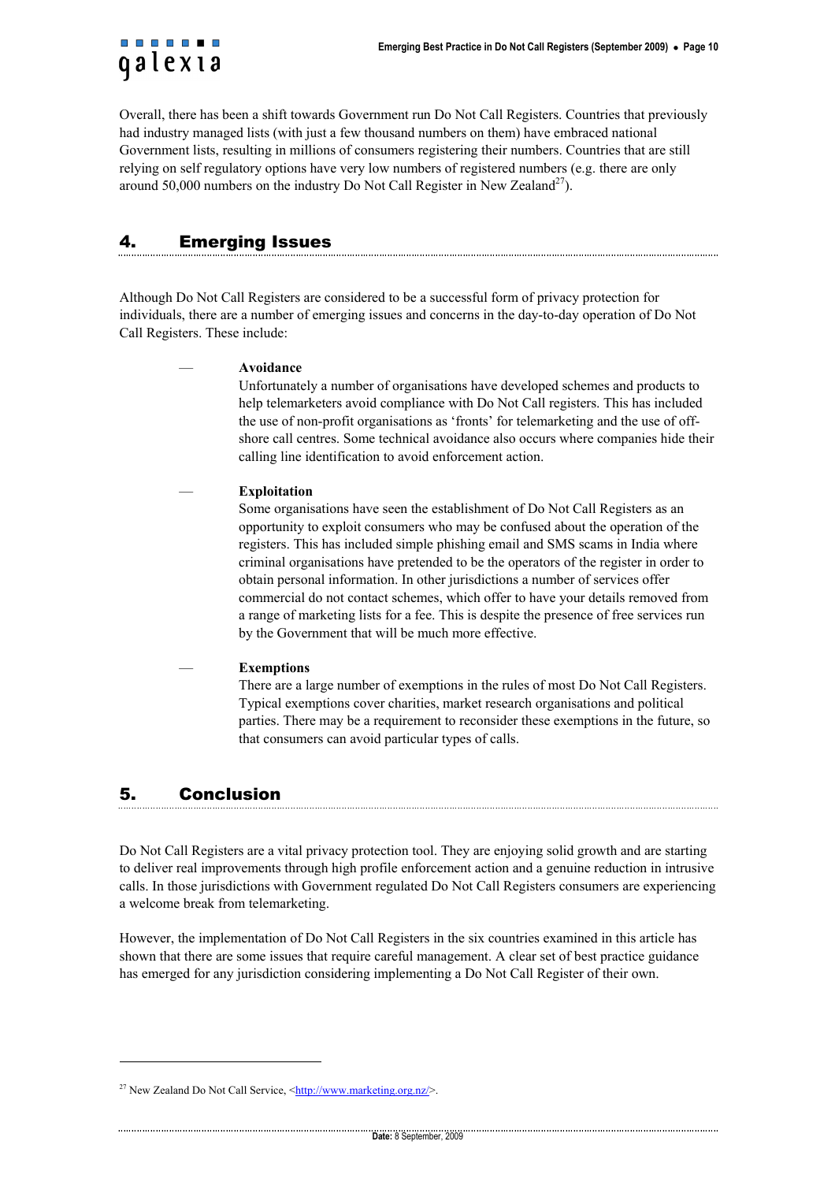Overall, there has been a shift towards Government run Do Not Call Registers. Countries that previously had industry managed lists (with just a few thousand numbers on them) have embraced national Government lists, resulting in millions of consumers registering their numbers. Countries that are still relying on self regulatory options have very low numbers of registered numbers (e.g. there are only around 50,000 numbers on the industry Do Not Call Register in New Zealand[27]).

## 4. Emerging Issues

Although Do Not Call Registers are considered to be a successful form of privacy protection for individuals, there are a number of emerging issues and concerns in the day-to-day operation of Do Not Call Registers. These include:

— **Avoidance**
  Unfortunately a number of organisations have developed schemes and products to help telemarketers avoid compliance with Do Not Call registers. This has included the use of non-profit organisations as 'fronts' for telemarketing and the use of off-shore call centres. Some technical avoidance also occurs where companies hide their calling line identification to avoid enforcement action.

— **Exploitation**
  Some organisations have seen the establishment of Do Not Call Registers as an opportunity to exploit consumers who may be confused about the operation of the registers. This has included simple phishing email and SMS scams in India where criminal organisations have pretended to be the operators of the register in order to obtain personal information. In other jurisdictions a number of services offer commercial do not contact schemes, which offer to have your details removed from a range of marketing lists for a fee. This is despite the presence of free services run by the Government that will be much more effective.

— **Exemptions**
  There are a large number of exemptions in the rules of most Do Not Call Registers. Typical exemptions cover charities, market research organisations and political parties. There may be a requirement to reconsider these exemptions in the future, so that consumers can avoid particular types of calls.

## 5. Conclusion

Do Not Call Registers are a vital privacy protection tool. They are enjoying solid growth and are starting to deliver real improvements through high profile enforcement action and a genuine reduction in intrusive calls. In those jurisdictions with Government regulated Do Not Call Registers consumers are experiencing a welcome break from telemarketing.

However, the implementation of Do Not Call Registers in the six countries examined in this article has shown that there are some issues that require careful management. A clear set of best practice guidance has emerged for any jurisdiction considering implementing a Do Not Call Register of their own.

---

[27] New Zealand Do Not Call Service, <http://www.marketing.org.nz/>.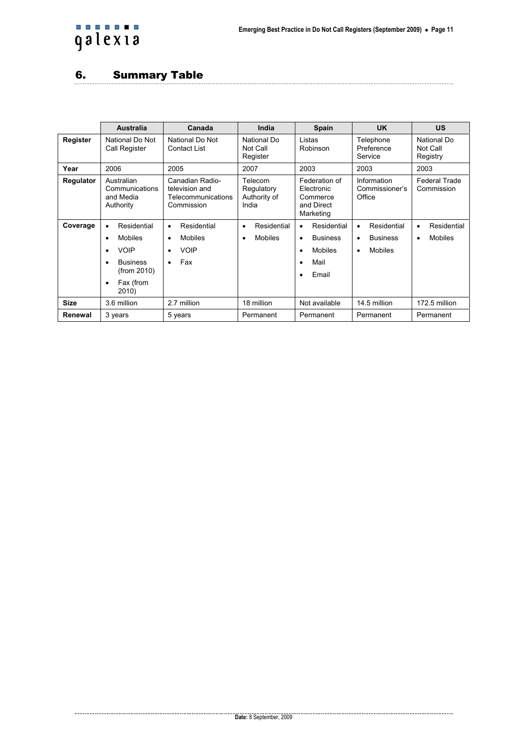# 6. Summary Table

| | Australia | Canada | India | Spain | UK | US |
|---|---|---|---|---|---|---|
| **Register** | National Do Not Call Register | National Do Not Contact List | National Do Not Call Register | Listas Robinson | Telephone Preference Service | National Do Not Call Registry |
| **Year** | 2006 | 2005 | 2007 | 2003 | 2003 | 2003 |
| **Regulator** | Australian Communications and Media Authority | Canadian Radio-television and Telecommunications Commission | Telecom Regulatory Authority of India | Federation of Electronic Commerce and Direct Marketing | Information Commissioner's Office | Federal Trade Commission |
| **Coverage** | • Residential<br>• Mobiles<br>• VOIP<br>• Business (from 2010)<br>• Fax (from 2010) | • Residential<br>• Mobiles<br>• VOIP<br>• Fax | • Residential<br>• Mobiles | • Residential<br>• Business<br>• Mobiles<br>• Mail<br>• Email | • Residential<br>• Business<br>• Mobiles | • Residential<br>• Mobiles |
| **Size** | 3.6 million | 2.7 million | 18 million | Not available | 14.5 million | 172.5 million |
| **Renewal** | 3 years | 5 years | Permanent | Permanent | Permanent | Permanent |